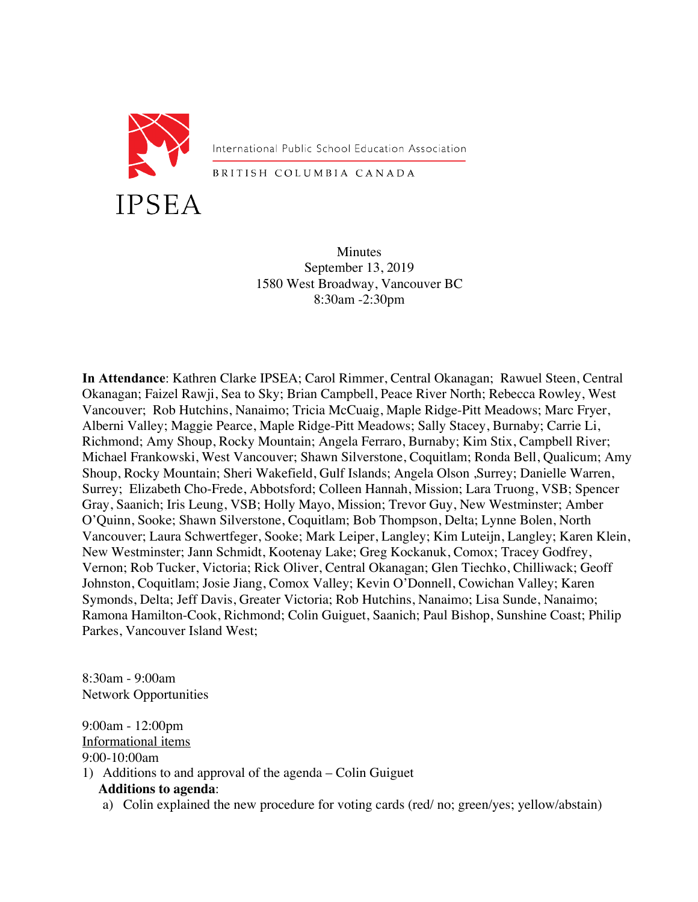IPSEA

International Public School Education Association

BRITISH COLUMBIA CANADA

Minutes
September 13, 2019
1580 West Broadway, Vancouver BC
8:30am -2:30pm

**In Attendance**: Kathren Clarke IPSEA; Carol Rimmer, Central Okanagan; Rawuel Steen, Central Okanagan; Faizel Rawji, Sea to Sky; Brian Campbell, Peace River North; Rebecca Rowley, West Vancouver; Rob Hutchins, Nanaimo; Tricia McCuaig, Maple Ridge-Pitt Meadows; Marc Fryer, Alberni Valley; Maggie Pearce, Maple Ridge-Pitt Meadows; Sally Stacey, Burnaby; Carrie Li, Richmond; Amy Shoup, Rocky Mountain; Angela Ferraro, Burnaby; Kim Stix, Campbell River; Michael Frankowski, West Vancouver; Shawn Silverstone, Coquitlam; Ronda Bell, Qualicum; Amy Shoup, Rocky Mountain; Sheri Wakefield, Gulf Islands; Angela Olson ,Surrey; Danielle Warren, Surrey; Elizabeth Cho-Frede, Abbotsford; Colleen Hannah, Mission; Lara Truong, VSB; Spencer Gray, Saanich; Iris Leung, VSB; Holly Mayo, Mission; Trevor Guy, New Westminster; Amber O'Quinn, Sooke; Shawn Silverstone, Coquitlam; Bob Thompson, Delta; Lynne Bolen, North Vancouver; Laura Schwertfeger, Sooke; Mark Leiper, Langley; Kim Luteijn, Langley; Karen Klein, New Westminster; Jann Schmidt, Kootenay Lake; Greg Kockanuk, Comox; Tracey Godfrey, Vernon; Rob Tucker, Victoria; Rick Oliver, Central Okanagan; Glen Tiechko, Chilliwack; Geoff Johnston, Coquitlam; Josie Jiang, Comox Valley; Kevin O'Donnell, Cowichan Valley; Karen Symonds, Delta; Jeff Davis, Greater Victoria; Rob Hutchins, Nanaimo; Lisa Sunde, Nanaimo; Ramona Hamilton-Cook, Richmond; Colin Guiguet, Saanich; Paul Bishop, Sunshine Coast; Philip Parkes, Vancouver Island West;

8:30am - 9:00am
Network Opportunities

9:00am - 12:00pm
Informational items
9:00-10:00am

1) Additions to and approval of the agenda – Colin Guiguet

   **Additions to agenda**:

   a) Colin explained the new procedure for voting cards (red/ no; green/yes; yellow/abstain)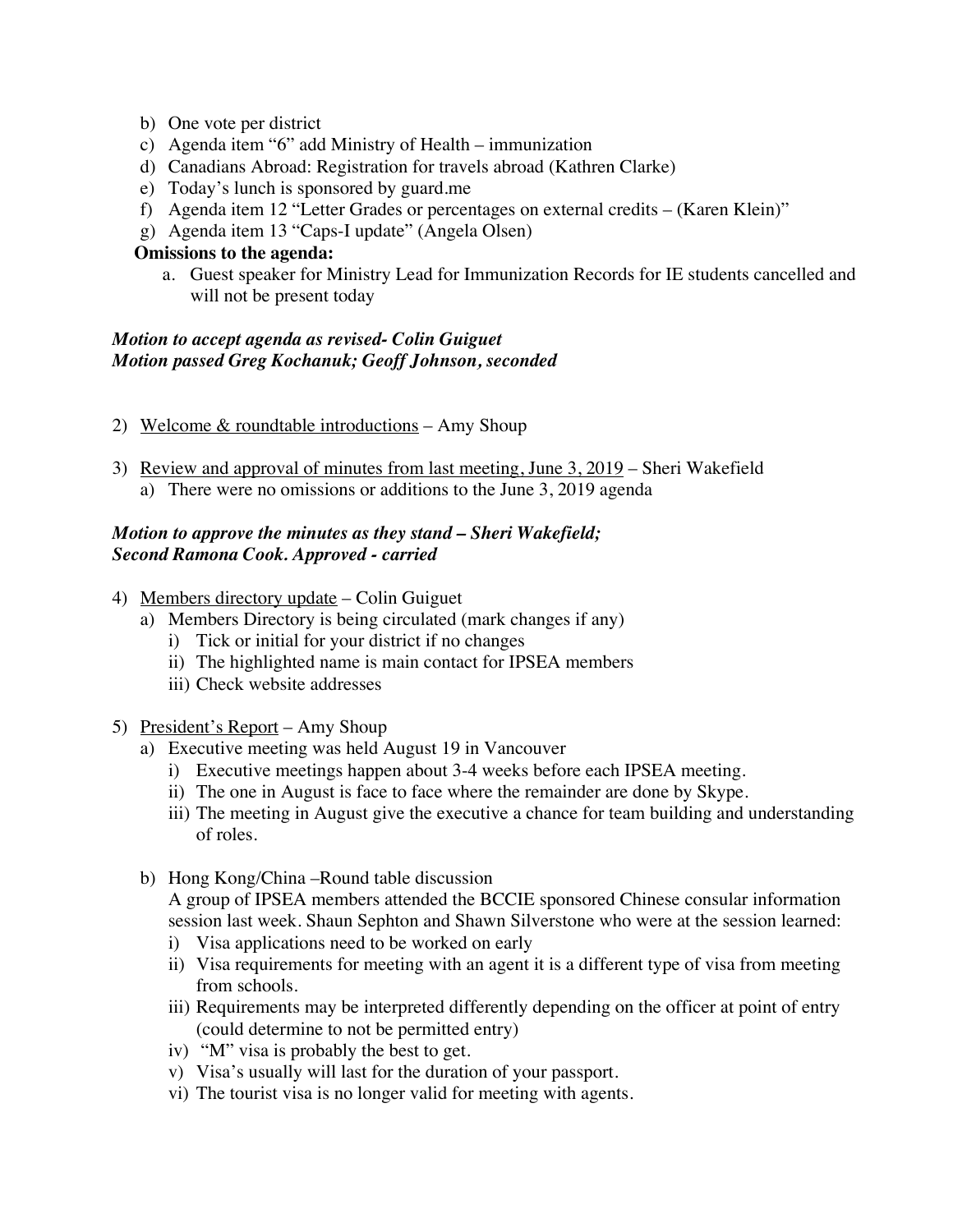b) One vote per district
c) Agenda item "6" add Ministry of Health – immunization
d) Canadians Abroad: Registration for travels abroad (Kathren Clarke)
e) Today's lunch is sponsored by guard.me
f) Agenda item 12 "Letter Grades or percentages on external credits – (Karen Klein)"
g) Agenda item 13 "Caps-I update" (Angela Olsen)

**Omissions to the agenda:**

a. Guest speaker for Ministry Lead for Immunization Records for IE students cancelled and will not be present today

***Motion to accept agenda as revised- Colin Guiguet***
***Motion passed Greg Kochanuk; Geoff Johnson, seconded***

2) Welcome & roundtable introductions – Amy Shoup

3) Review and approval of minutes from last meeting, June 3, 2019 – Sheri Wakefield
   a) There were no omissions or additions to the June 3, 2019 agenda

***Motion to approve the minutes as they stand – Sheri Wakefield;***
***Second Ramona Cook. Approved - carried***

4) Members directory update – Colin Guiguet
   a) Members Directory is being circulated (mark changes if any)
      i) Tick or initial for your district if no changes
      ii) The highlighted name is main contact for IPSEA members
      iii) Check website addresses

5) President's Report – Amy Shoup
   a) Executive meeting was held August 19 in Vancouver
      i) Executive meetings happen about 3-4 weeks before each IPSEA meeting.
      ii) The one in August is face to face where the remainder are done by Skype.
      iii) The meeting in August give the executive a chance for team building and understanding of roles.

   b) Hong Kong/China –Round table discussion
      A group of IPSEA members attended the BCCIE sponsored Chinese consular information session last week. Shaun Sephton and Shawn Silverstone who were at the session learned:
      i) Visa applications need to be worked on early
      ii) Visa requirements for meeting with an agent it is a different type of visa from meeting from schools.
      iii) Requirements may be interpreted differently depending on the officer at point of entry (could determine to not be permitted entry)
      iv) "M" visa is probably the best to get.
      v) Visa's usually will last for the duration of your passport.
      vi) The tourist visa is no longer valid for meeting with agents.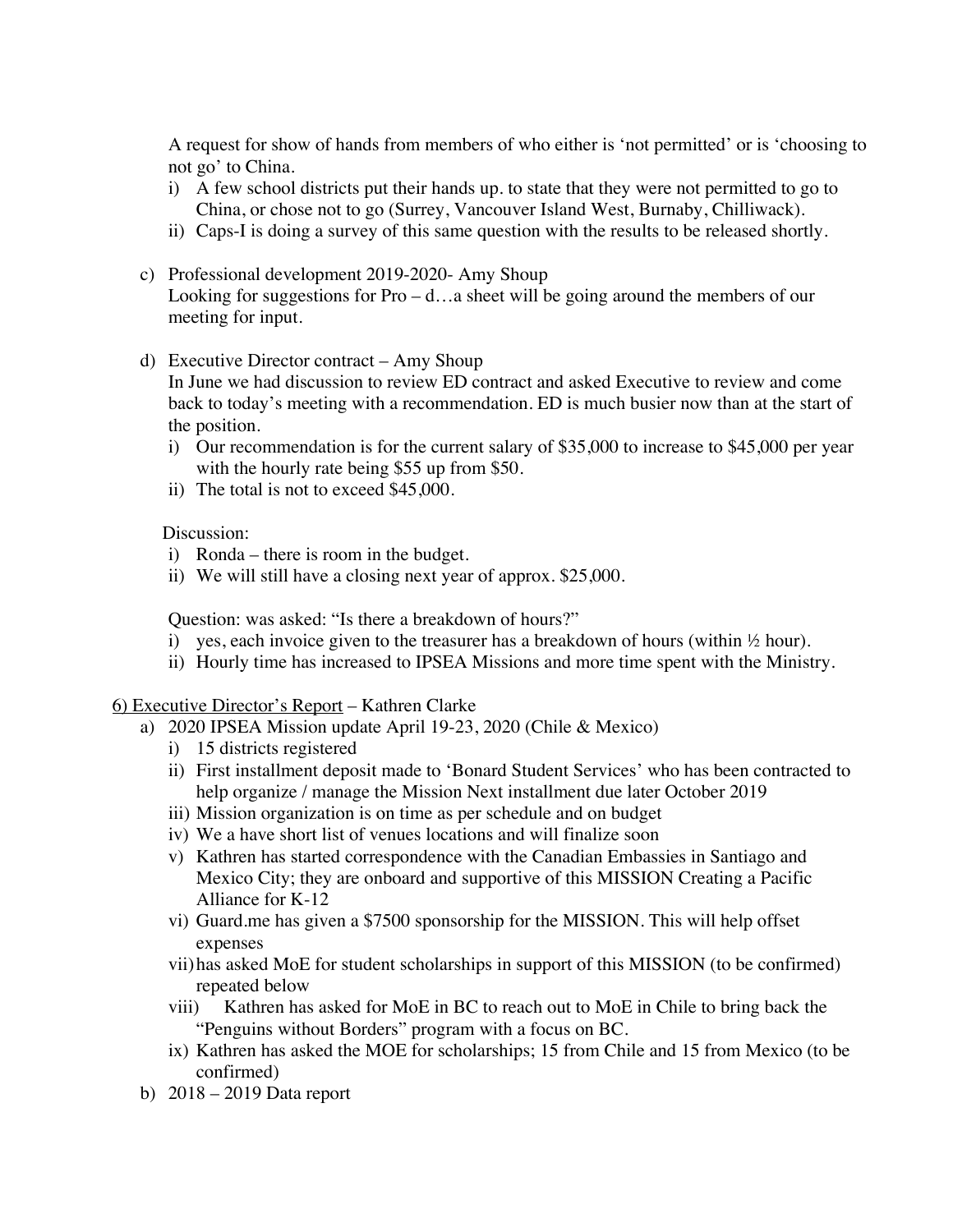A request for show of hands from members of who either is 'not permitted' or is 'choosing to not go' to China.

i) A few school districts put their hands up. to state that they were not permitted to go to China, or chose not to go (Surrey, Vancouver Island West, Burnaby, Chilliwack).
ii) Caps-I is doing a survey of this same question with the results to be released shortly.

c) Professional development 2019-2020- Amy Shoup
Looking for suggestions for Pro – d…a sheet will be going around the members of our meeting for input.

d) Executive Director contract – Amy Shoup
In June we had discussion to review ED contract and asked Executive to review and come back to today's meeting with a recommendation. ED is much busier now than at the start of the position.

i) Our recommendation is for the current salary of $35,000 to increase to $45,000 per year with the hourly rate being $55 up from $50.
ii) The total is not to exceed $45,000.

Discussion:

i) Ronda – there is room in the budget.
ii) We will still have a closing next year of approx. $25,000.

Question: was asked: "Is there a breakdown of hours?"

i) yes, each invoice given to the treasurer has a breakdown of hours (within ½ hour).
ii) Hourly time has increased to IPSEA Missions and more time spent with the Ministry.

6) <u>Executive Director's Report</u> – Kathren Clarke

a) 2020 IPSEA Mission update April 19-23, 2020 (Chile & Mexico)
   i) 15 districts registered
   ii) First installment deposit made to 'Bonard Student Services' who has been contracted to help organize / manage the Mission Next installment due later October 2019
   iii) Mission organization is on time as per schedule and on budget
   iv) We a have short list of venues locations and will finalize soon
   v) Kathren has started correspondence with the Canadian Embassies in Santiago and Mexico City; they are onboard and supportive of this MISSION Creating a Pacific Alliance for K-12
   vi) Guard.me has given a $7500 sponsorship for the MISSION. This will help offset expenses
   vii) has asked MoE for student scholarships in support of this MISSION (to be confirmed) repeated below
   viii) Kathren has asked for MoE in BC to reach out to MoE in Chile to bring back the "Penguins without Borders" program with a focus on BC.
   ix) Kathren has asked the MOE for scholarships; 15 from Chile and 15 from Mexico (to be confirmed)

b) 2018 – 2019 Data report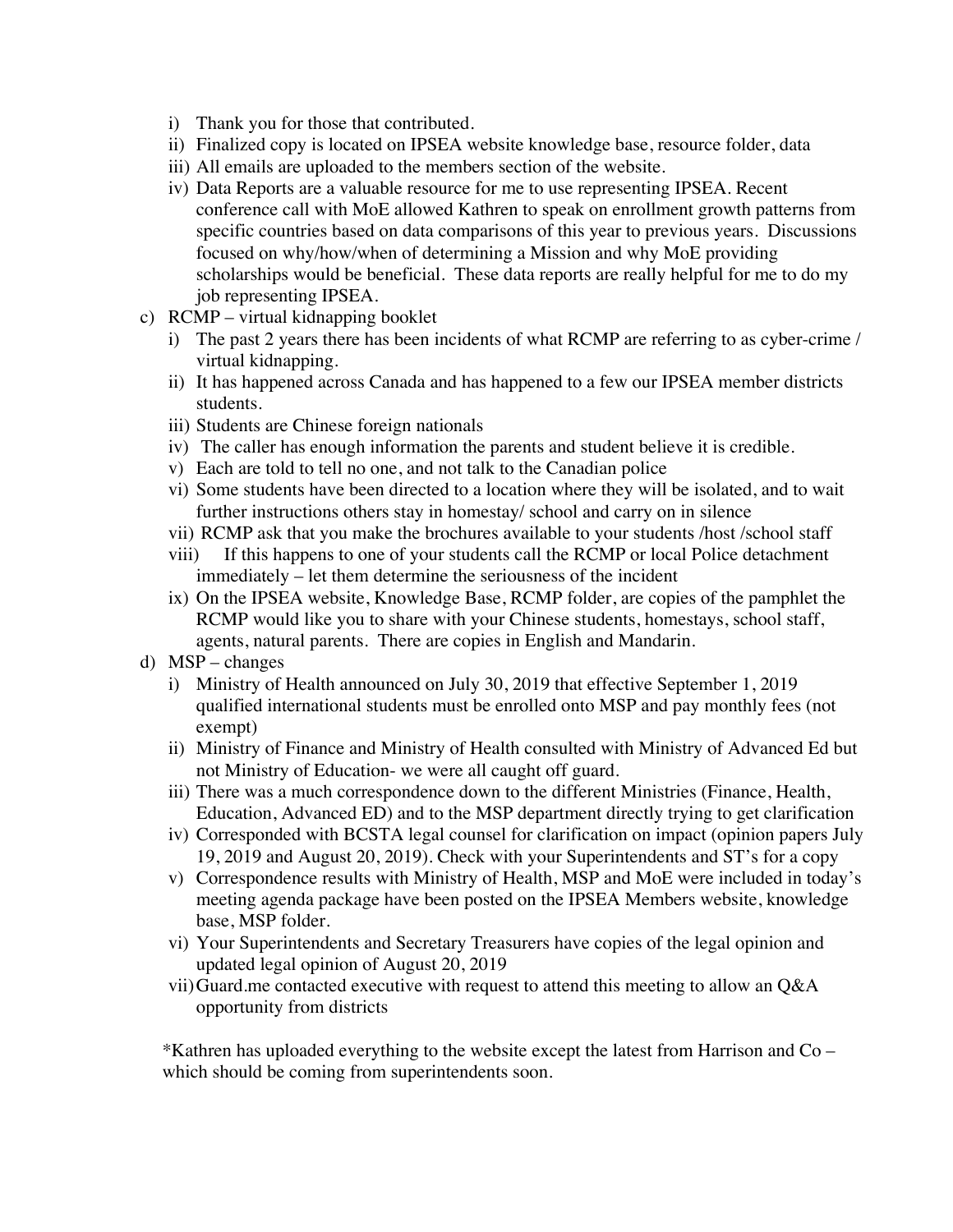i) Thank you for those that contributed.
ii) Finalized copy is located on IPSEA website knowledge base, resource folder, data
iii) All emails are uploaded to the members section of the website.
iv) Data Reports are a valuable resource for me to use representing IPSEA. Recent conference call with MoE allowed Kathren to speak on enrollment growth patterns from specific countries based on data comparisons of this year to previous years. Discussions focused on why/how/when of determining a Mission and why MoE providing scholarships would be beneficial. These data reports are really helpful for me to do my job representing IPSEA.

c) RCMP – virtual kidnapping booklet
   i) The past 2 years there has been incidents of what RCMP are referring to as cyber-crime / virtual kidnapping.
   ii) It has happened across Canada and has happened to a few our IPSEA member districts students.
   iii) Students are Chinese foreign nationals
   iv) The caller has enough information the parents and student believe it is credible.
   v) Each are told to tell no one, and not talk to the Canadian police
   vi) Some students have been directed to a location where they will be isolated, and to wait further instructions others stay in homestay/ school and carry on in silence
   vii) RCMP ask that you make the brochures available to your students /host /school staff
   viii) If this happens to one of your students call the RCMP or local Police detachment immediately – let them determine the seriousness of the incident
   ix) On the IPSEA website, Knowledge Base, RCMP folder, are copies of the pamphlet the RCMP would like you to share with your Chinese students, homestays, school staff, agents, natural parents. There are copies in English and Mandarin.

d) MSP – changes
   i) Ministry of Health announced on July 30, 2019 that effective September 1, 2019 qualified international students must be enrolled onto MSP and pay monthly fees (not exempt)
   ii) Ministry of Finance and Ministry of Health consulted with Ministry of Advanced Ed but not Ministry of Education- we were all caught off guard.
   iii) There was a much correspondence down to the different Ministries (Finance, Health, Education, Advanced ED) and to the MSP department directly trying to get clarification
   iv) Corresponded with BCSTA legal counsel for clarification on impact (opinion papers July 19, 2019 and August 20, 2019). Check with your Superintendents and ST's for a copy
   v) Correspondence results with Ministry of Health, MSP and MoE were included in today's meeting agenda package have been posted on the IPSEA Members website, knowledge base, MSP folder.
   vi) Your Superintendents and Secretary Treasurers have copies of the legal opinion and updated legal opinion of August 20, 2019
   vii) Guard.me contacted executive with request to attend this meeting to allow an Q&A opportunity from districts

*Kathren has uploaded everything to the website except the latest from Harrison and Co – which should be coming from superintendents soon.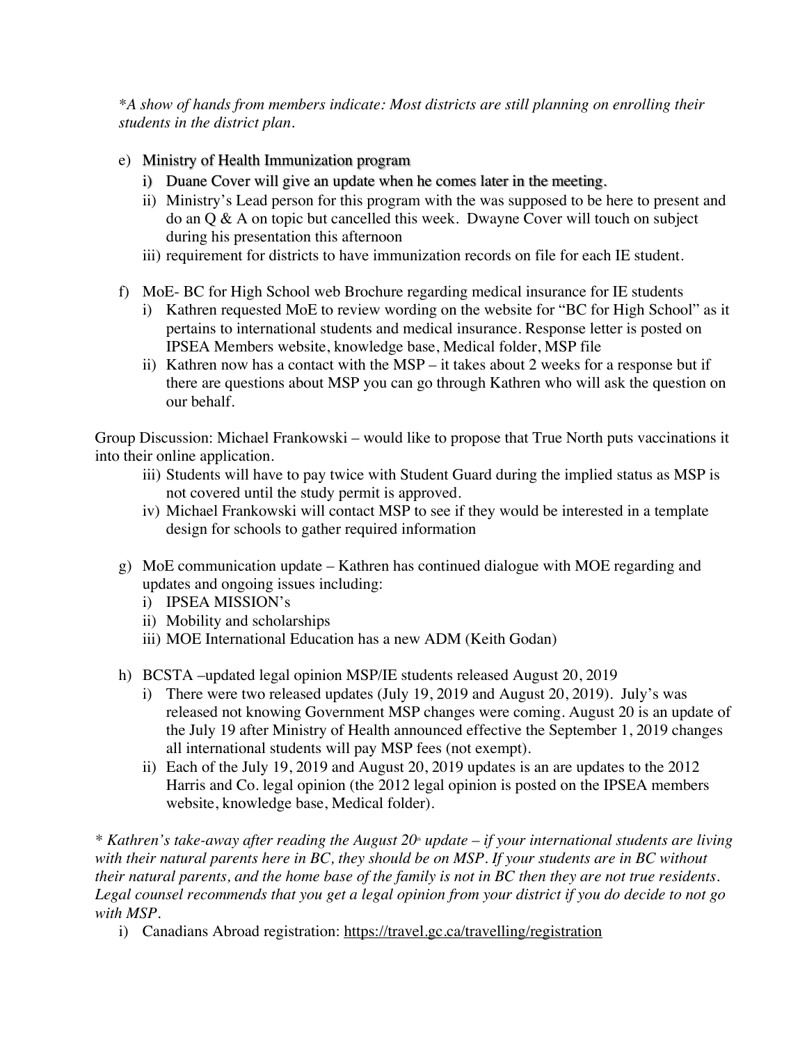*\*A show of hands from members indicate: Most districts are still planning on enrolling their students in the district plan.*

e) Ministry of Health Immunization program
   i) Duane Cover will give an update when he comes later in the meeting.
   ii) Ministry's Lead person for this program with the was supposed to be here to present and do an Q & A on topic but cancelled this week. Dwayne Cover will touch on subject during his presentation this afternoon
   iii) requirement for districts to have immunization records on file for each IE student.

f) MoE- BC for High School web Brochure regarding medical insurance for IE students
   i) Kathren requested MoE to review wording on the website for "BC for High School" as it pertains to international students and medical insurance. Response letter is posted on IPSEA Members website, knowledge base, Medical folder, MSP file
   ii) Kathren now has a contact with the MSP – it takes about 2 weeks for a response but if there are questions about MSP you can go through Kathren who will ask the question on our behalf.

Group Discussion: Michael Frankowski – would like to propose that True North puts vaccinations it into their online application.

   iii) Students will have to pay twice with Student Guard during the implied status as MSP is not covered until the study permit is approved.
   iv) Michael Frankowski will contact MSP to see if they would be interested in a template design for schools to gather required information

g) MoE communication update – Kathren has continued dialogue with MOE regarding and updates and ongoing issues including:
   i) IPSEA MISSION's
   ii) Mobility and scholarships
   iii) MOE International Education has a new ADM (Keith Godan)

h) BCSTA –updated legal opinion MSP/IE students released August 20, 2019
   i) There were two released updates (July 19, 2019 and August 20, 2019). July's was released not knowing Government MSP changes were coming. August 20 is an update of the July 19 after Ministry of Health announced effective the September 1, 2019 changes all international students will pay MSP fees (not exempt).
   ii) Each of the July 19, 2019 and August 20, 2019 updates is an are updates to the 2012 Harris and Co. legal opinion (the 2012 legal opinion is posted on the IPSEA members website, knowledge base, Medical folder).

*\* Kathren's take-away after reading the August 20th update – if your international students are living with their natural parents here in BC, they should be on MSP. If your students are in BC without their natural parents, and the home base of the family is not in BC then they are not true residents. Legal counsel recommends that you get a legal opinion from your district if you do decide to not go with MSP.*

i) Canadians Abroad registration: https://travel.gc.ca/travelling/registration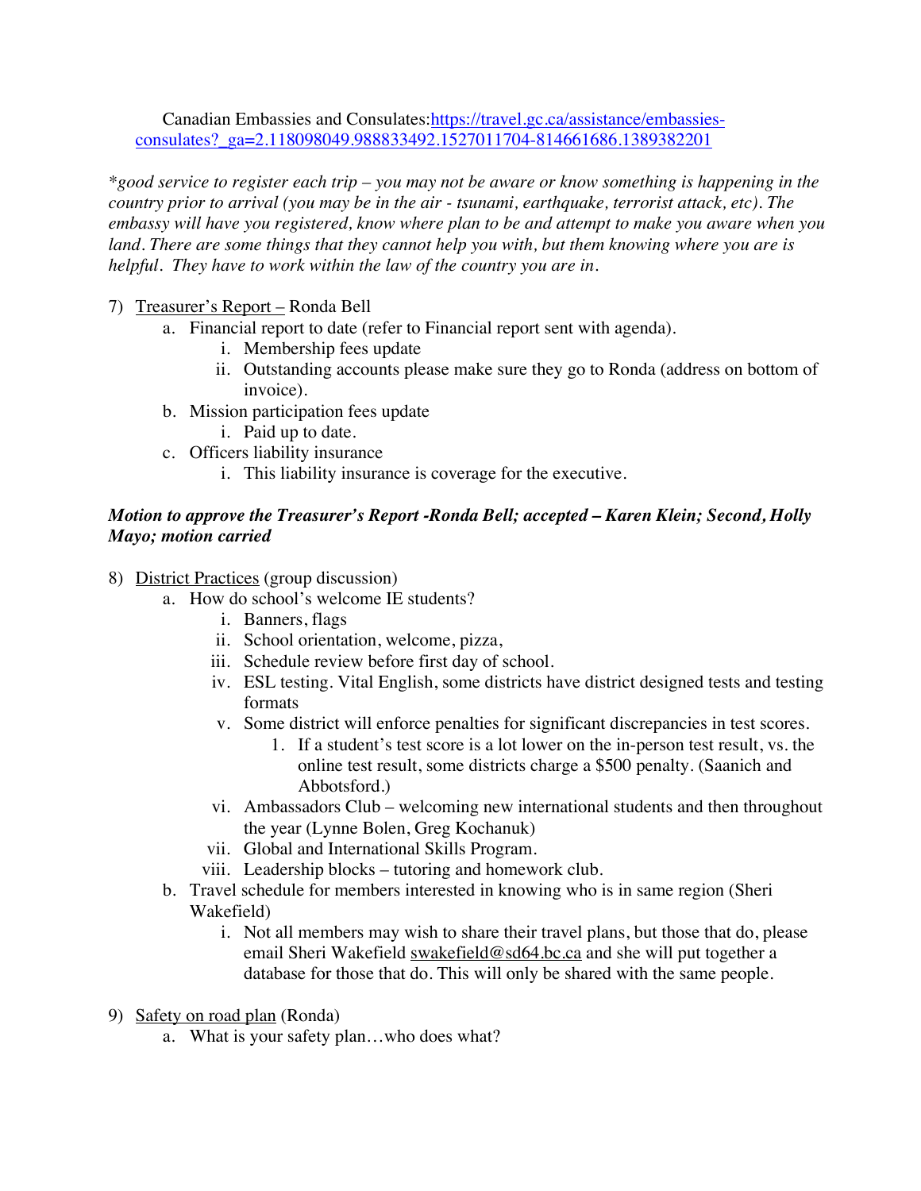Canadian Embassies and Consulates:[https://travel.gc.ca/assistance/embassies-consulates?_ga=2.118098049.988833492.1527011704-814661686.1389382201](https://travel.gc.ca/assistance/embassies-consulates?_ga=2.118098049.988833492.1527011704-814661686.1389382201)

*\*good service to register each trip – you may not be aware or know something is happening in the country prior to arrival (you may be in the air - tsunami, earthquake, terrorist attack, etc). The embassy will have you registered, know where plan to be and attempt to make you aware when you land. There are some things that they cannot help you with, but them knowing where you are is helpful. They have to work within the law of the country you are in.*

7) Treasurer's Report – Ronda Bell
   a. Financial report to date (refer to Financial report sent with agenda).
      i. Membership fees update
      ii. Outstanding accounts please make sure they go to Ronda (address on bottom of invoice).
   b. Mission participation fees update
      i. Paid up to date.
   c. Officers liability insurance
      i. This liability insurance is coverage for the executive.

***Motion to approve the Treasurer's Report -Ronda Bell; accepted – Karen Klein; Second, Holly Mayo; motion carried***

8) District Practices (group discussion)
   a. How do school's welcome IE students?
      i. Banners, flags
      ii. School orientation, welcome, pizza,
      iii. Schedule review before first day of school.
      iv. ESL testing. Vital English, some districts have district designed tests and testing formats
      v. Some district will enforce penalties for significant discrepancies in test scores.
         1. If a student's test score is a lot lower on the in-person test result, vs. the online test result, some districts charge a $500 penalty. (Saanich and Abbotsford.)
      vi. Ambassadors Club – welcoming new international students and then throughout the year (Lynne Bolen, Greg Kochanuk)
      vii. Global and International Skills Program.
      viii. Leadership blocks – tutoring and homework club.
   b. Travel schedule for members interested in knowing who is in same region (Sheri Wakefield)
      i. Not all members may wish to share their travel plans, but those that do, please email Sheri Wakefield swakefield@sd64.bc.ca and she will put together a database for those that do. This will only be shared with the same people.

9) Safety on road plan (Ronda)
   a. What is your safety plan…who does what?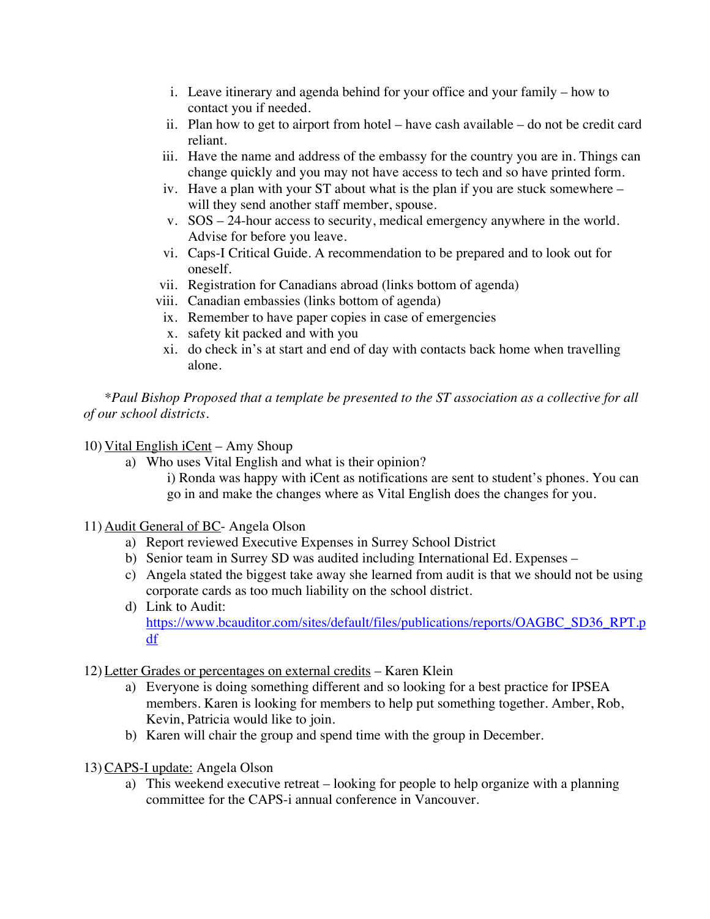i. Leave itinerary and agenda behind for your office and your family – how to contact you if needed.
ii. Plan how to get to airport from hotel – have cash available – do not be credit card reliant.
iii. Have the name and address of the embassy for the country you are in. Things can change quickly and you may not have access to tech and so have printed form.
iv. Have a plan with your ST about what is the plan if you are stuck somewhere – will they send another staff member, spouse.
v. SOS – 24-hour access to security, medical emergency anywhere in the world. Advise for before you leave.
vi. Caps-I Critical Guide. A recommendation to be prepared and to look out for oneself.
vii. Registration for Canadians abroad (links bottom of agenda)
viii. Canadian embassies (links bottom of agenda)
ix. Remember to have paper copies in case of emergencies
x. safety kit packed and with you
xi. do check in's at start and end of day with contacts back home when travelling alone.

**Paul Bishop Proposed that a template be presented to the ST association as a collective for all of our school districts.*

10) Vital English iCent – Amy Shoup
   a) Who uses Vital English and what is their opinion?
      i) Ronda was happy with iCent as notifications are sent to student's phones. You can go in and make the changes where as Vital English does the changes for you.

11) Audit General of BC- Angela Olson
   a) Report reviewed Executive Expenses in Surrey School District
   b) Senior team in Surrey SD was audited including International Ed. Expenses –
   c) Angela stated the biggest take away she learned from audit is that we should not be using corporate cards as too much liability on the school district.
   d) Link to Audit: [https://www.bcauditor.com/sites/default/files/publications/reports/OAGBC_SD36_RPT.pdf](https://www.bcauditor.com/sites/default/files/publications/reports/OAGBC_SD36_RPT.pdf)

12) Letter Grades or percentages on external credits – Karen Klein
   a) Everyone is doing something different and so looking for a best practice for IPSEA members. Karen is looking for members to help put something together. Amber, Rob, Kevin, Patricia would like to join.
   b) Karen will chair the group and spend time with the group in December.

13) CAPS-I update: Angela Olson
   a) This weekend executive retreat – looking for people to help organize with a planning committee for the CAPS-i annual conference in Vancouver.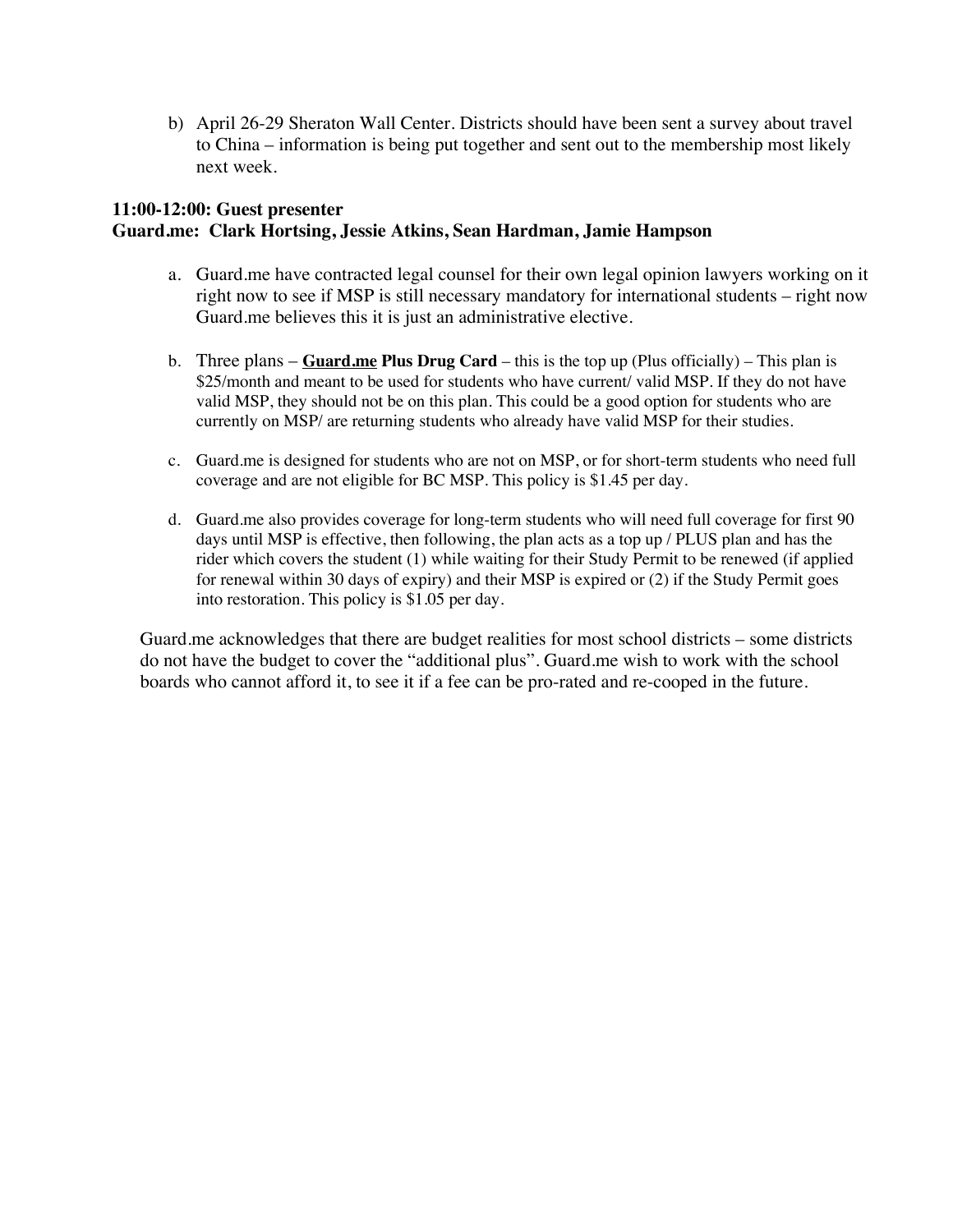b) April 26-29 Sheraton Wall Center. Districts should have been sent a survey about travel to China – information is being put together and sent out to the membership most likely next week.

**11:00-12:00: Guest presenter**
**Guard.me: Clark Hortsing, Jessie Atkins, Sean Hardman, Jamie Hampson**

a. Guard.me have contracted legal counsel for their own legal opinion lawyers working on it right now to see if MSP is still necessary mandatory for international students – right now Guard.me believes this it is just an administrative elective.

b. Three plans – **Guard.me Plus Drug Card** – this is the top up (Plus officially) – This plan is $25/month and meant to be used for students who have current/ valid MSP. If they do not have valid MSP, they should not be on this plan. This could be a good option for students who are currently on MSP/ are returning students who already have valid MSP for their studies.

c. Guard.me is designed for students who are not on MSP, or for short-term students who need full coverage and are not eligible for BC MSP. This policy is $1.45 per day.

d. Guard.me also provides coverage for long-term students who will need full coverage for first 90 days until MSP is effective, then following, the plan acts as a top up / PLUS plan and has the rider which covers the student (1) while waiting for their Study Permit to be renewed (if applied for renewal within 30 days of expiry) and their MSP is expired or (2) if the Study Permit goes into restoration. This policy is $1.05 per day.

Guard.me acknowledges that there are budget realities for most school districts – some districts do not have the budget to cover the "additional plus". Guard.me wish to work with the school boards who cannot afford it, to see it if a fee can be pro-rated and re-cooped in the future.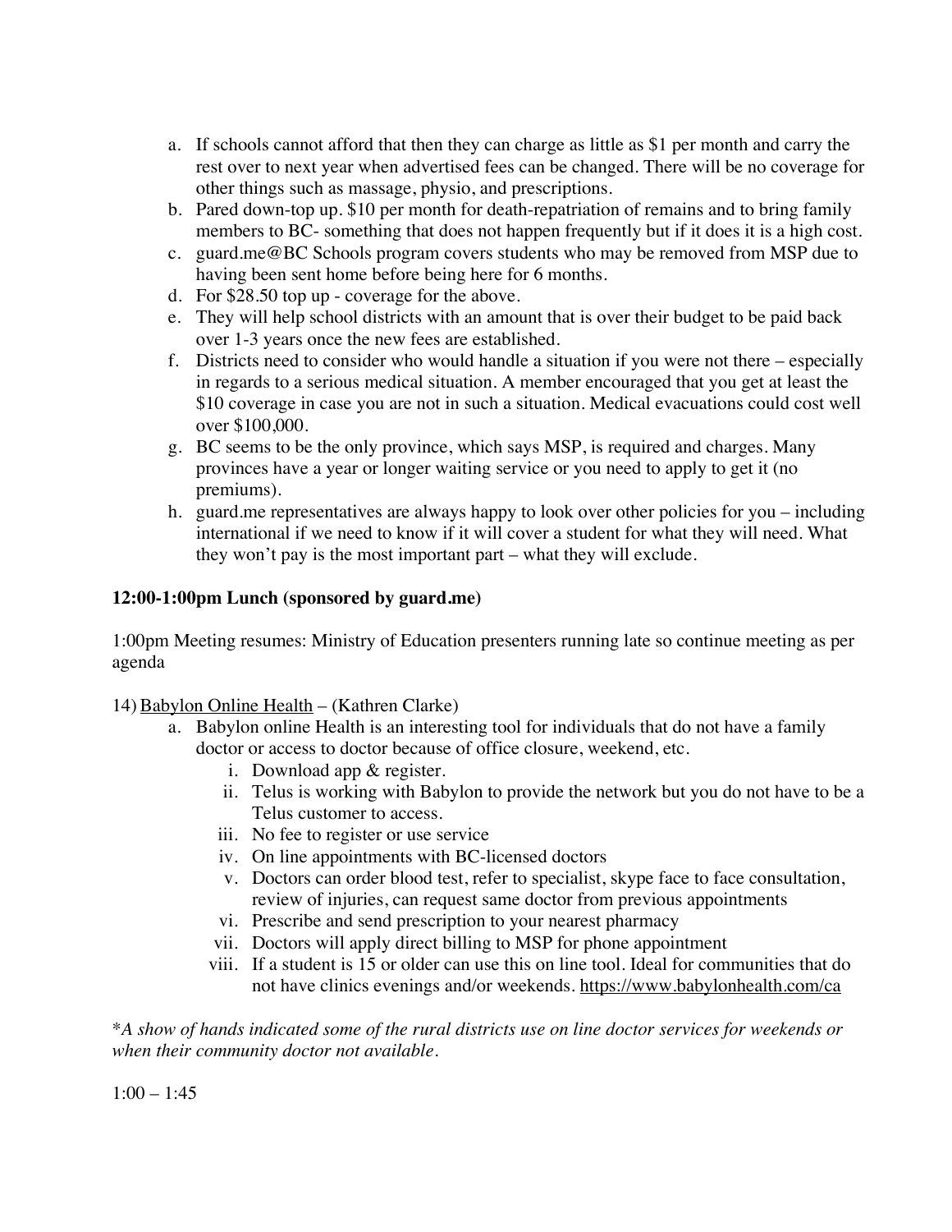a. If schools cannot afford that then they can charge as little as $1 per month and carry the rest over to next year when advertised fees can be changed. There will be no coverage for other things such as massage, physio, and prescriptions.
b. Pared down-top up. $10 per month for death-repatriation of remains and to bring family members to BC- something that does not happen frequently but if it does it is a high cost.
c. guard.me@BC Schools program covers students who may be removed from MSP due to having been sent home before being here for 6 months.
d. For $28.50 top up - coverage for the above.
e. They will help school districts with an amount that is over their budget to be paid back over 1-3 years once the new fees are established.
f. Districts need to consider who would handle a situation if you were not there – especially in regards to a serious medical situation. A member encouraged that you get at least the $10 coverage in case you are not in such a situation. Medical evacuations could cost well over $100,000.
g. BC seems to be the only province, which says MSP, is required and charges. Many provinces have a year or longer waiting service or you need to apply to get it (no premiums).
h. guard.me representatives are always happy to look over other policies for you – including international if we need to know if it will cover a student for what they will need. What they won't pay is the most important part – what they will exclude.

**12:00-1:00pm Lunch (sponsored by guard.me)**

1:00pm Meeting resumes: Ministry of Education presenters running late so continue meeting as per agenda

14) Babylon Online Health – (Kathren Clarke)
   a. Babylon online Health is an interesting tool for individuals that do not have a family doctor or access to doctor because of office closure, weekend, etc.
      i. Download app & register.
      ii. Telus is working with Babylon to provide the network but you do not have to be a Telus customer to access.
      iii. No fee to register or use service
      iv. On line appointments with BC-licensed doctors
      v. Doctors can order blood test, refer to specialist, skype face to face consultation, review of injuries, can request same doctor from previous appointments
      vi. Prescribe and send prescription to your nearest pharmacy
      vii. Doctors will apply direct billing to MSP for phone appointment
      viii. If a student is 15 or older can use this on line tool. Ideal for communities that do not have clinics evenings and/or weekends. https://www.babylonhealth.com/ca

**A show of hands indicated some of the rural districts use on line doctor services for weekends or when their community doctor not available.*

1:00 – 1:45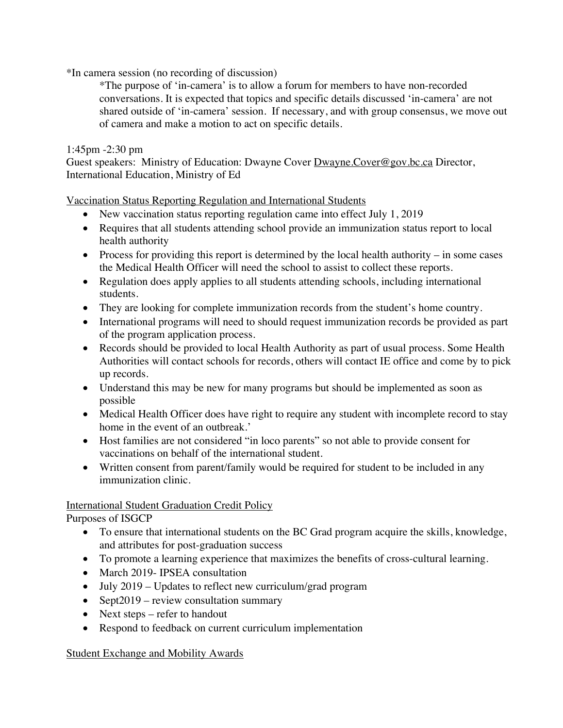*In camera session (no recording of discussion)

*The purpose of 'in-camera' is to allow a forum for members to have non-recorded conversations. It is expected that topics and specific details discussed 'in-camera' are not shared outside of 'in-camera' session. If necessary, and with group consensus, we move out of camera and make a motion to act on specific details.

1:45pm -2:30 pm
Guest speakers: Ministry of Education: Dwayne Cover Dwayne.Cover@gov.bc.ca Director, International Education, Ministry of Ed

<u>Vaccination Status Reporting Regulation and International Students</u>

- New vaccination status reporting regulation came into effect July 1, 2019
- Requires that all students attending school provide an immunization status report to local health authority
- Process for providing this report is determined by the local health authority – in some cases the Medical Health Officer will need the school to assist to collect these reports.
- Regulation does apply applies to all students attending schools, including international students.
- They are looking for complete immunization records from the student's home country.
- International programs will need to should request immunization records be provided as part of the program application process.
- Records should be provided to local Health Authority as part of usual process. Some Health Authorities will contact schools for records, others will contact IE office and come by to pick up records.
- Understand this may be new for many programs but should be implemented as soon as possible
- Medical Health Officer does have right to require any student with incomplete record to stay home in the event of an outbreak.'
- Host families are not considered "in loco parents" so not able to provide consent for vaccinations on behalf of the international student.
- Written consent from parent/family would be required for student to be included in any immunization clinic.

<u>International Student Graduation Credit Policy</u>

Purposes of ISGCP

- To ensure that international students on the BC Grad program acquire the skills, knowledge, and attributes for post-graduation success
- To promote a learning experience that maximizes the benefits of cross-cultural learning.
- March 2019- IPSEA consultation
- July 2019 – Updates to reflect new curriculum/grad program
- Sept2019 – review consultation summary
- Next steps – refer to handout
- Respond to feedback on current curriculum implementation

<u>Student Exchange and Mobility Awards</u>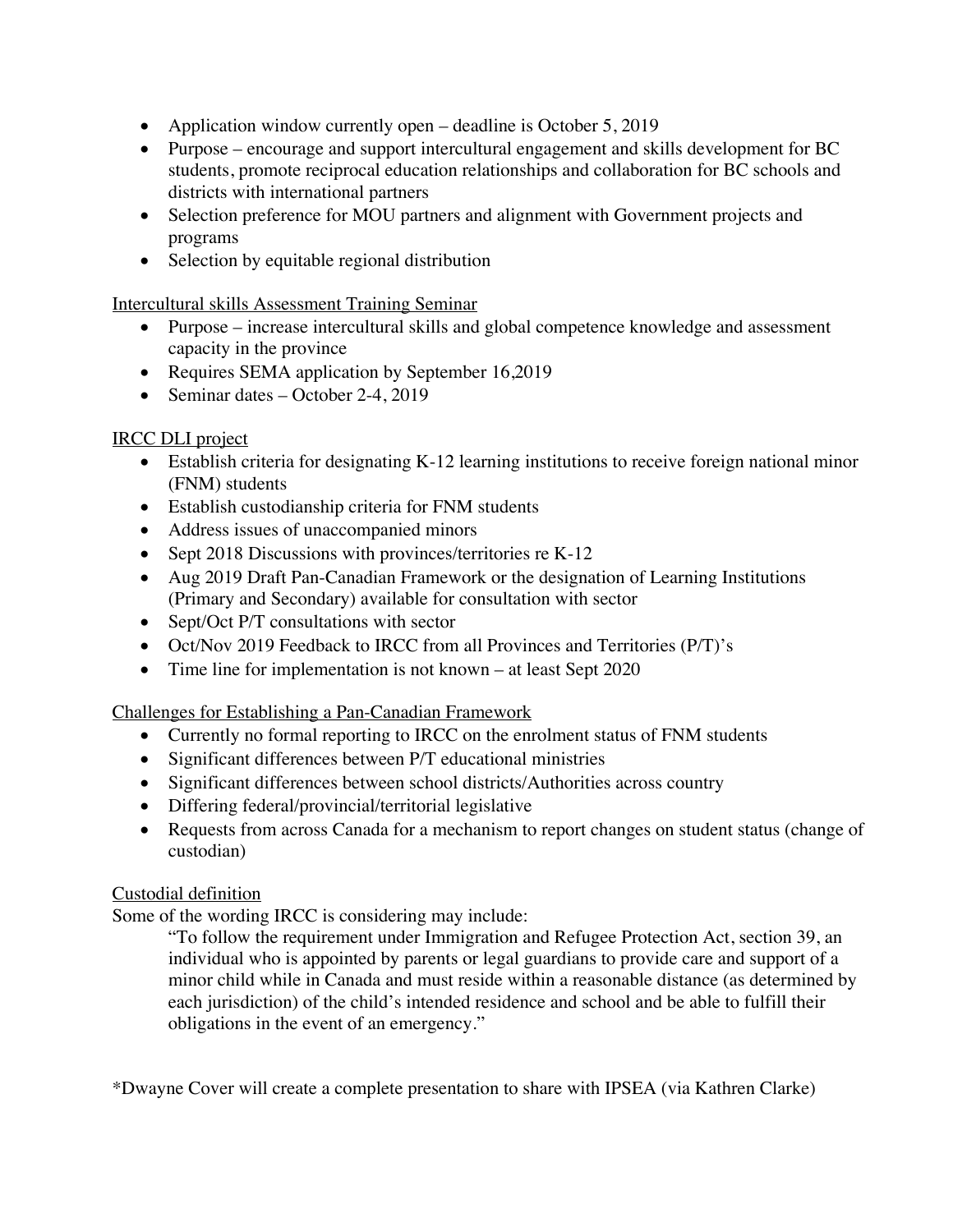- Application window currently open – deadline is October 5, 2019
- Purpose – encourage and support intercultural engagement and skills development for BC students, promote reciprocal education relationships and collaboration for BC schools and districts with international partners
- Selection preference for MOU partners and alignment with Government projects and programs
- Selection by equitable regional distribution

<u>Intercultural skills Assessment Training Seminar</u>

- Purpose – increase intercultural skills and global competence knowledge and assessment capacity in the province
- Requires SEMA application by September 16,2019
- Seminar dates – October 2-4, 2019

<u>IRCC DLI project</u>

- Establish criteria for designating K-12 learning institutions to receive foreign national minor (FNM) students
- Establish custodianship criteria for FNM students
- Address issues of unaccompanied minors
- Sept 2018 Discussions with provinces/territories re K-12
- Aug 2019 Draft Pan-Canadian Framework or the designation of Learning Institutions (Primary and Secondary) available for consultation with sector
- Sept/Oct P/T consultations with sector
- Oct/Nov 2019 Feedback to IRCC from all Provinces and Territories (P/T)'s
- Time line for implementation is not known – at least Sept 2020

<u>Challenges for Establishing a Pan-Canadian Framework</u>

- Currently no formal reporting to IRCC on the enrolment status of FNM students
- Significant differences between P/T educational ministries
- Significant differences between school districts/Authorities across country
- Differing federal/provincial/territorial legislative
- Requests from across Canada for a mechanism to report changes on student status (change of custodian)

<u>Custodial definition</u>

Some of the wording IRCC is considering may include:

> "To follow the requirement under Immigration and Refugee Protection Act, section 39, an individual who is appointed by parents or legal guardians to provide care and support of a minor child while in Canada and must reside within a reasonable distance (as determined by each jurisdiction) of the child's intended residence and school and be able to fulfill their obligations in the event of an emergency."

*Dwayne Cover will create a complete presentation to share with IPSEA (via Kathren Clarke)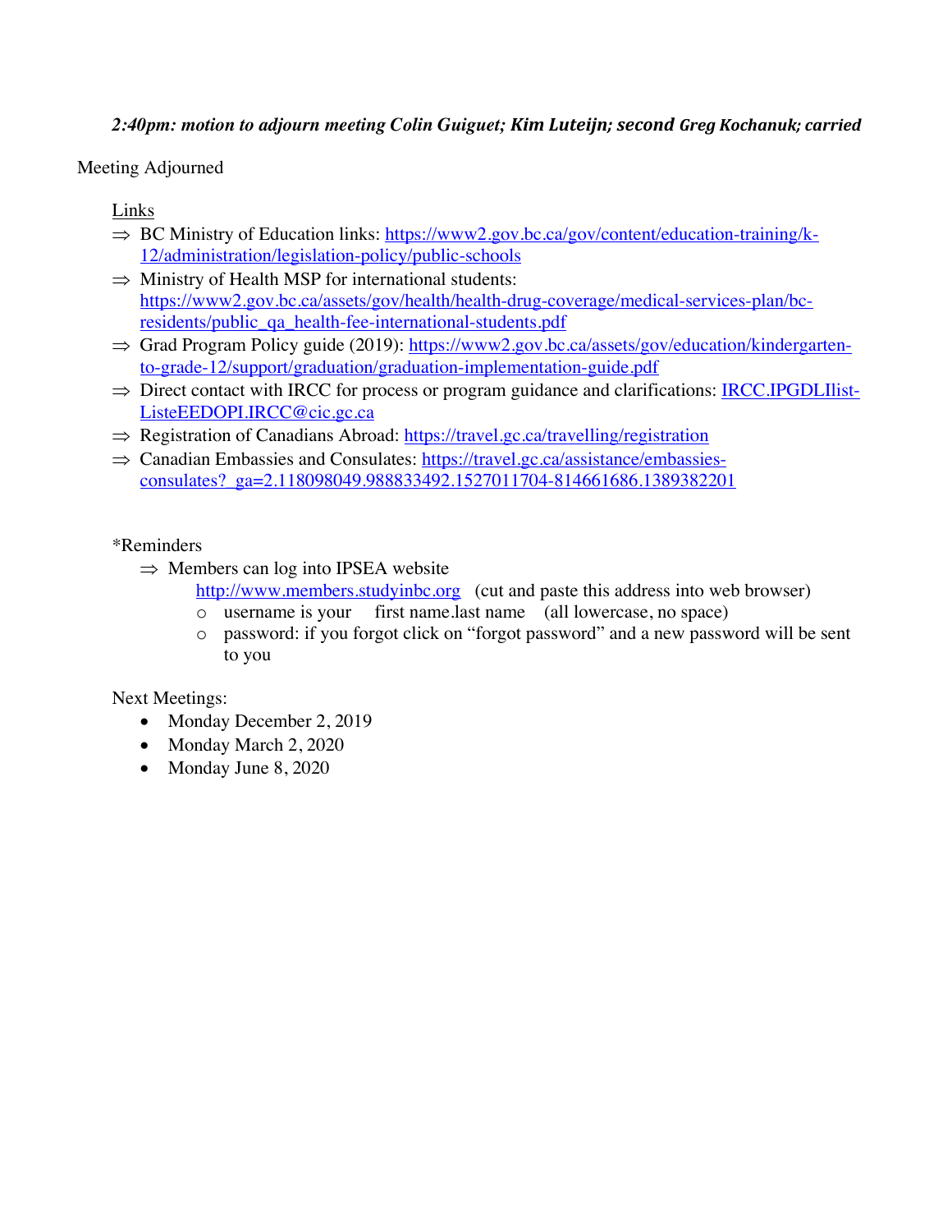***2:40pm: motion to adjourn meeting Colin Guiguet; Kim Luteijn; second Greg Kochanuk; carried***

Meeting Adjourned

Links

⇒ BC Ministry of Education links: https://www2.gov.bc.ca/gov/content/education-training/k-12/administration/legislation-policy/public-schools

⇒ Ministry of Health MSP for international students: https://www2.gov.bc.ca/assets/gov/health/health-drug-coverage/medical-services-plan/bc-residents/public_qa_health-fee-international-students.pdf

⇒ Grad Program Policy guide (2019): https://www2.gov.bc.ca/assets/gov/education/kindergarten-to-grade-12/support/graduation/graduation-implementation-guide.pdf

⇒ Direct contact with IRCC for process or program guidance and clarifications: IRCC.IPGDLIlist-ListeEEDOPI.IRCC@cic.gc.ca

⇒ Registration of Canadians Abroad: https://travel.gc.ca/travelling/registration

⇒ Canadian Embassies and Consulates: https://travel.gc.ca/assistance/embassies-consulates?_ga=2.118098049.988833492.1527011704-814661686.1389382201

*Reminders

⇒ Members can log into IPSEA website
  http://www.members.studyinbc.org (cut and paste this address into web browser)
  - username is your first name.last name (all lowercase, no space)
  - password: if you forgot click on "forgot password" and a new password will be sent to you

Next Meetings:

- Monday December 2, 2019
- Monday March 2, 2020
- Monday June 8, 2020